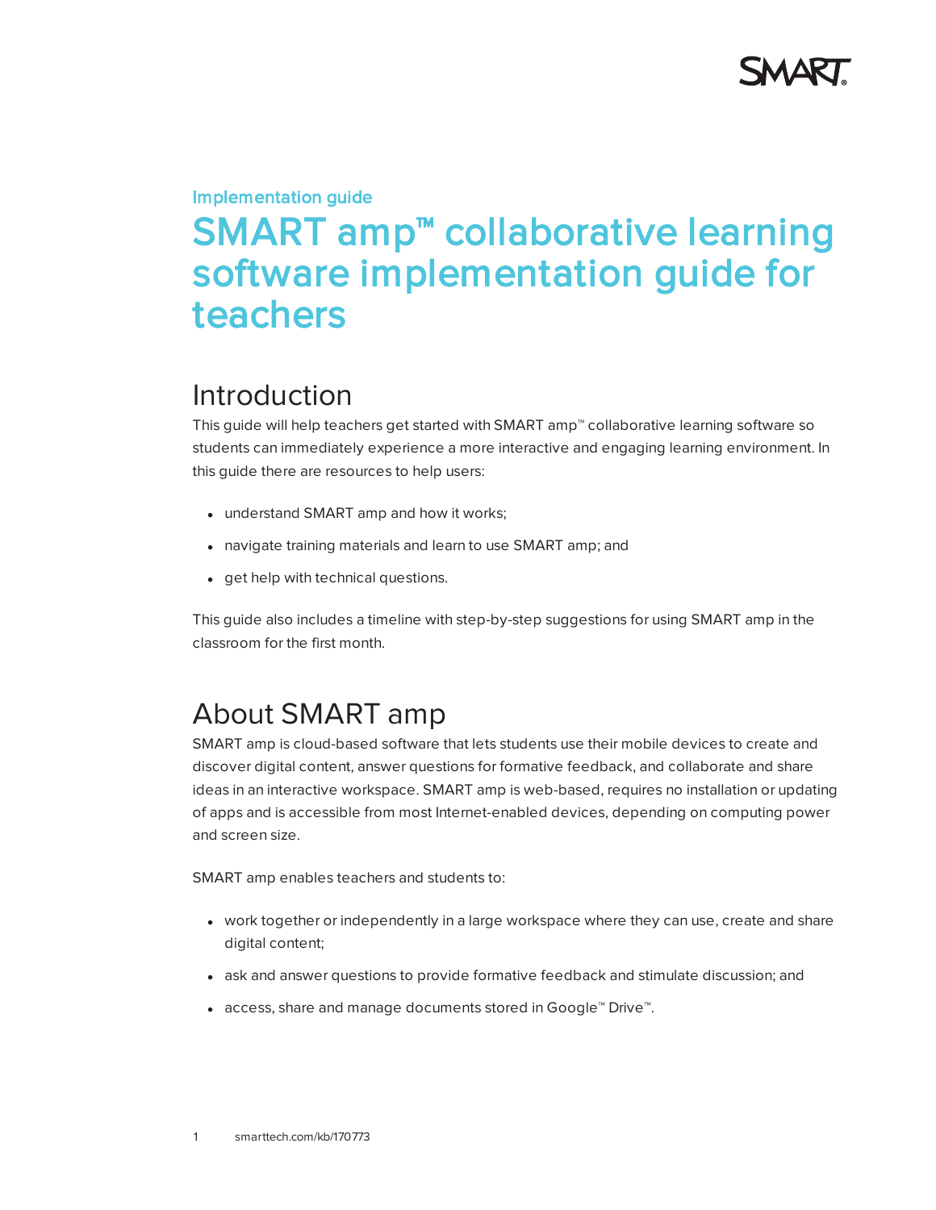Implementation guide

# SMART amp™ collaborative learning software implementation guide for teachers

## Introduction

This guide will help teachers get started with SMART amp™ collaborative learning software so students can immediately experience a more interactive and engaging learning environment. In this guide there are resources to help users:

- understand SMART amp and how it works;
- navigate training materials and learn to use SMART amp; and
- get help with technical questions.

This guide also includes a timeline with step-by-step suggestions for using SMART amp in the classroom for the first month.

## About SMART amp

SMART amp is cloud-based software that lets students use their mobile devices to create and discover digital content, answer questions for formative feedback, and collaborate and share ideas in an interactive workspace. SMART amp is web-based, requires no installation or updating of apps and is accessible from most Internet-enabled devices, depending on computing power and screen size.

SMART amp enables teachers and students to:

- work together or independently in a large workspace where they can use, create and share digital content;
- ask and answer questions to provide formative feedback and stimulate discussion; and
- access, share and manage documents stored in Google™ Drive™.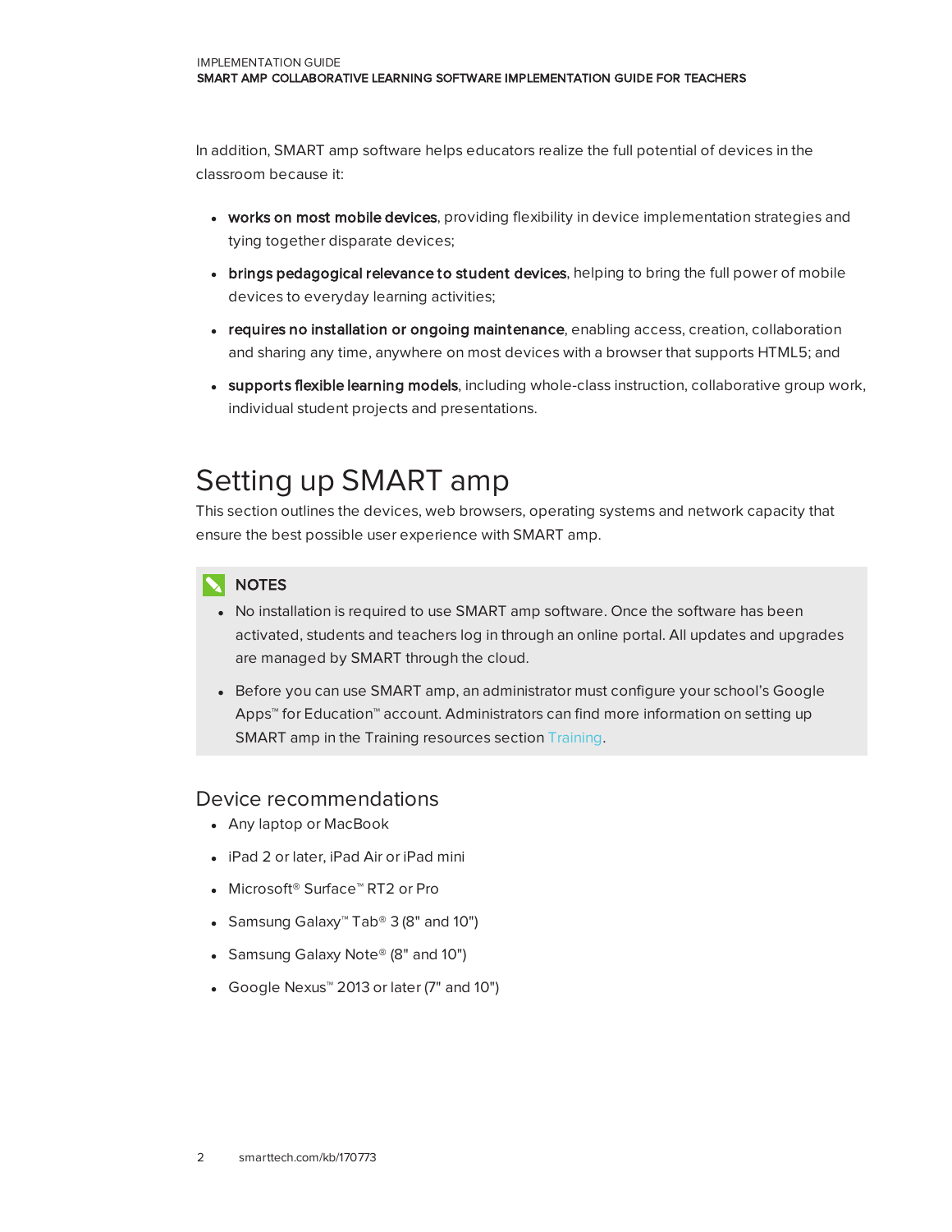In addition, SMART amp software helps educators realize the full potential of devices in the classroom because it:

- **works on most mobile devices**, providing flexibility in device implementation strategies and tying together disparate devices;
- **brings pedagogical relevance to student devices**, helping to bring the full power of mobile devices to everyday learning activities;
- **requires no installation or ongoing maintenance**, enabling access, creation, collaboration and sharing any time, anywhere on most devices with a browser that supports HTML5; and
- **supports flexible learning models**, including whole-class instruction, collaborative group work, individual student projects and presentations.

# Setting up SMART amp

This section outlines the devices, web browsers, operating systems and network capacity that ensure the best possible user experience with SMART amp.

**NOTES**

- No installation is required to use SMART amp software. Once the software has been activated, students and teachers log in through an online portal. All updates and upgrades are managed by SMART through the cloud.
- Before you can use SMART amp, an administrator must configure your school's Google Apps™ for Education™ account. Administrators can find more information on setting up SMART amp in the Training resources section Training.

## Device recommendations

- Any laptop or MacBook
- iPad 2 or later, iPad Air or iPad mini
- Microsoft® Surface™ RT2 or Pro
- Samsung Galaxy™ Tab® 3 (8" and 10")
- Samsung Galaxy Note® (8" and 10")
- Google Nexus™ 2013 or later (7" and 10")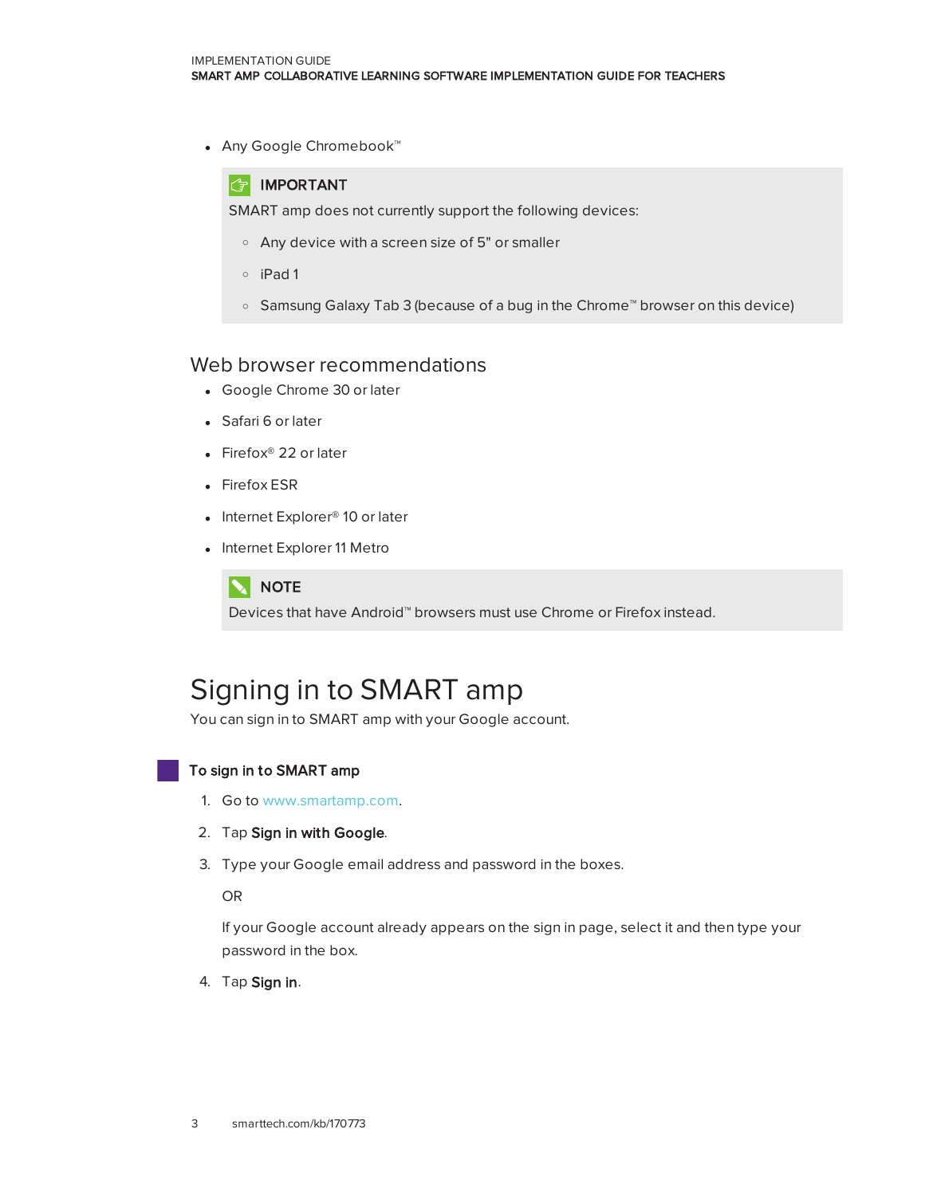- Any Google Chromebook™

> **IMPORTANT**
>
> SMART amp does not currently support the following devices:
>
> - Any device with a screen size of 5" or smaller
> - iPad 1
> - Samsung Galaxy Tab 3 (because of a bug in the Chrome™ browser on this device)

## Web browser recommendations

- Google Chrome 30 or later
- Safari 6 or later
- Firefox® 22 or later
- Firefox ESR
- Internet Explorer® 10 or later
- Internet Explorer 11 Metro

> **NOTE**
>
> Devices that have Android™ browsers must use Chrome or Firefox instead.

# Signing in to SMART amp

You can sign in to SMART amp with your Google account.

**To sign in to SMART amp**

1. Go to www.smartamp.com.
2. Tap **Sign in with Google**.
3. Type your Google email address and password in the boxes.

   OR

   If your Google account already appears on the sign in page, select it and then type your password in the box.
4. Tap **Sign in**.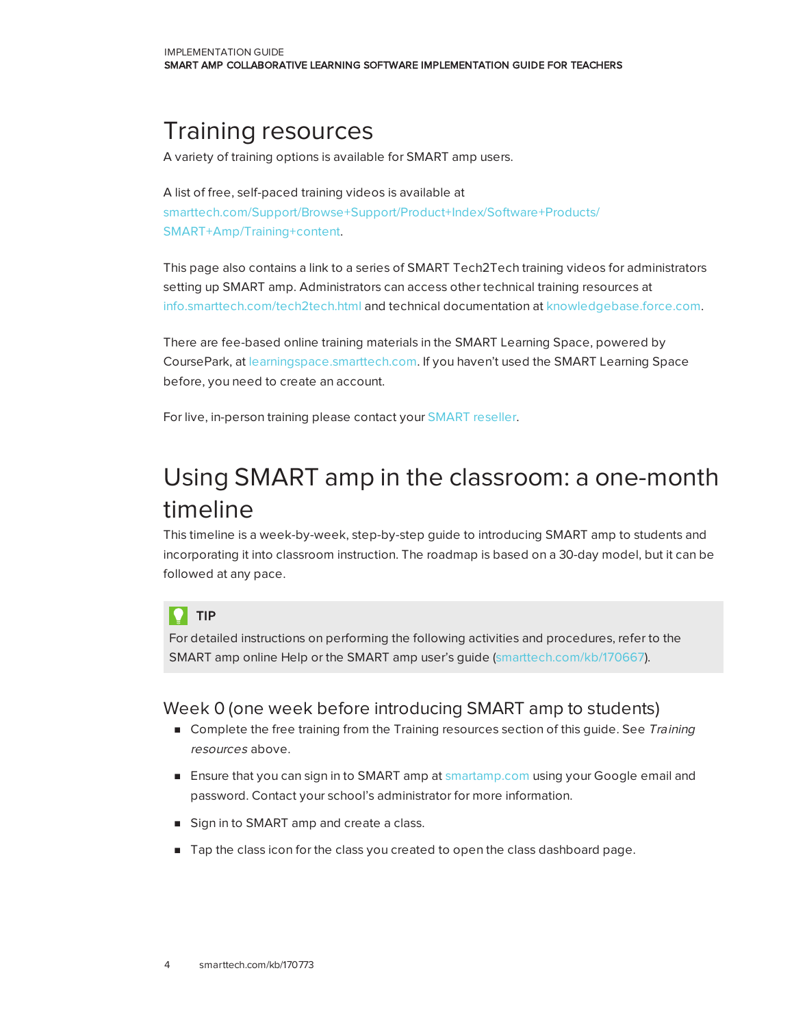# Training resources

A variety of training options is available for SMART amp users.

A list of free, self-paced training videos is available at smarttech.com/Support/Browse+Support/Product+Index/Software+Products/SMART+Amp/Training+content.

This page also contains a link to a series of SMART Tech2Tech training videos for administrators setting up SMART amp. Administrators can access other technical training resources at info.smarttech.com/tech2tech.html and technical documentation at knowledgebase.force.com.

There are fee-based online training materials in the SMART Learning Space, powered by CoursePark, at learningspace.smarttech.com. If you haven't used the SMART Learning Space before, you need to create an account.

For live, in-person training please contact your SMART reseller.

# Using SMART amp in the classroom: a one-month timeline

This timeline is a week-by-week, step-by-step guide to introducing SMART amp to students and incorporating it into classroom instruction. The roadmap is based on a 30-day model, but it can be followed at any pace.

> **TIP**
>
> For detailed instructions on performing the following activities and procedures, refer to the SMART amp online Help or the SMART amp user's guide (smarttech.com/kb/170667).

## Week 0 (one week before introducing SMART amp to students)

- Complete the free training from the Training resources section of this guide. See *Training resources* above.
- Ensure that you can sign in to SMART amp at smartamp.com using your Google email and password. Contact your school's administrator for more information.
- Sign in to SMART amp and create a class.
- Tap the class icon for the class you created to open the class dashboard page.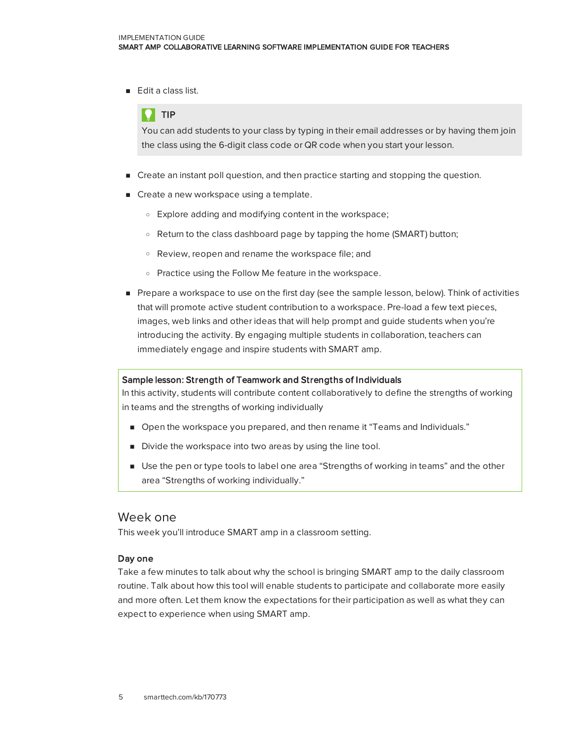- Edit a class list.

> **TIP**
>
> You can add students to your class by typing in their email addresses or by having them join the class using the 6-digit class code or QR code when you start your lesson.

- Create an instant poll question, and then practice starting and stopping the question.
- Create a new workspace using a template.
  - Explore adding and modifying content in the workspace;
  - Return to the class dashboard page by tapping the home (SMART) button;
  - Review, reopen and rename the workspace file; and
  - Practice using the Follow Me feature in the workspace.
- Prepare a workspace to use on the first day (see the sample lesson, below). Think of activities that will promote active student contribution to a workspace. Pre-load a few text pieces, images, web links and other ideas that will help prompt and guide students when you're introducing the activity. By engaging multiple students in collaboration, teachers can immediately engage and inspire students with SMART amp.

> **Sample lesson: Strength of Teamwork and Strengths of Individuals**
>
> In this activity, students will contribute content collaboratively to define the strengths of working in teams and the strengths of working individually
>
> - Open the workspace you prepared, and then rename it "Teams and Individuals."
> - Divide the workspace into two areas by using the line tool.
> - Use the pen or type tools to label one area "Strengths of working in teams" and the other area "Strengths of working individually."

## Week one

This week you'll introduce SMART amp in a classroom setting.

### Day one

Take a few minutes to talk about why the school is bringing SMART amp to the daily classroom routine. Talk about how this tool will enable students to participate and collaborate more easily and more often. Let them know the expectations for their participation as well as what they can expect to experience when using SMART amp.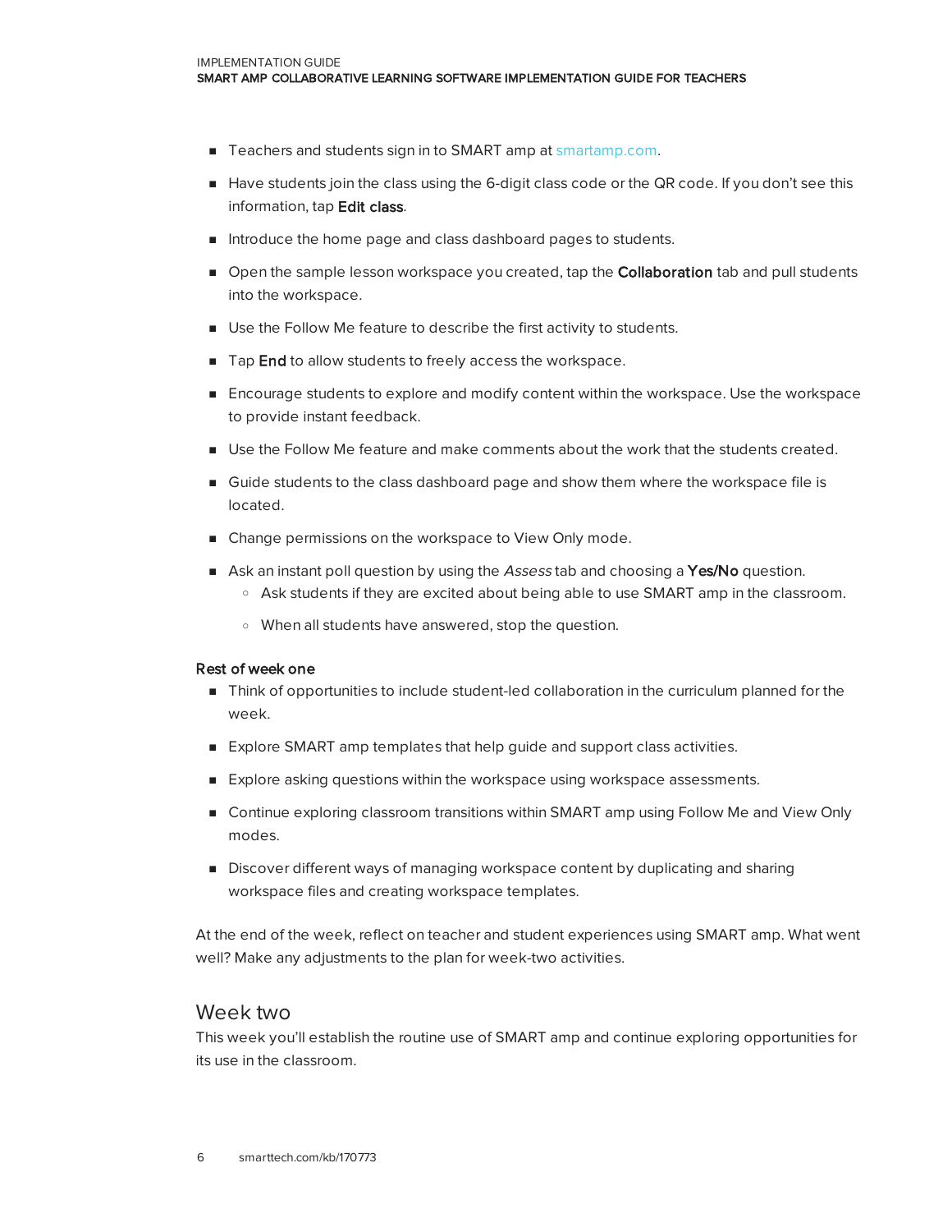- Teachers and students sign in to SMART amp at smartamp.com.
- Have students join the class using the 6-digit class code or the QR code. If you don't see this information, tap **Edit class**.
- Introduce the home page and class dashboard pages to students.
- Open the sample lesson workspace you created, tap the **Collaboration** tab and pull students into the workspace.
- Use the Follow Me feature to describe the first activity to students.
- Tap **End** to allow students to freely access the workspace.
- Encourage students to explore and modify content within the workspace. Use the workspace to provide instant feedback.
- Use the Follow Me feature and make comments about the work that the students created.
- Guide students to the class dashboard page and show them where the workspace file is located.
- Change permissions on the workspace to View Only mode.
- Ask an instant poll question by using the *Assess* tab and choosing a **Yes/No** question.
  - Ask students if they are excited about being able to use SMART amp in the classroom.
  - When all students have answered, stop the question.

**Rest of week one**

- Think of opportunities to include student-led collaboration in the curriculum planned for the week.
- Explore SMART amp templates that help guide and support class activities.
- Explore asking questions within the workspace using workspace assessments.
- Continue exploring classroom transitions within SMART amp using Follow Me and View Only modes.
- Discover different ways of managing workspace content by duplicating and sharing workspace files and creating workspace templates.

At the end of the week, reflect on teacher and student experiences using SMART amp. What went well? Make any adjustments to the plan for week-two activities.

## Week two

This week you'll establish the routine use of SMART amp and continue exploring opportunities for its use in the classroom.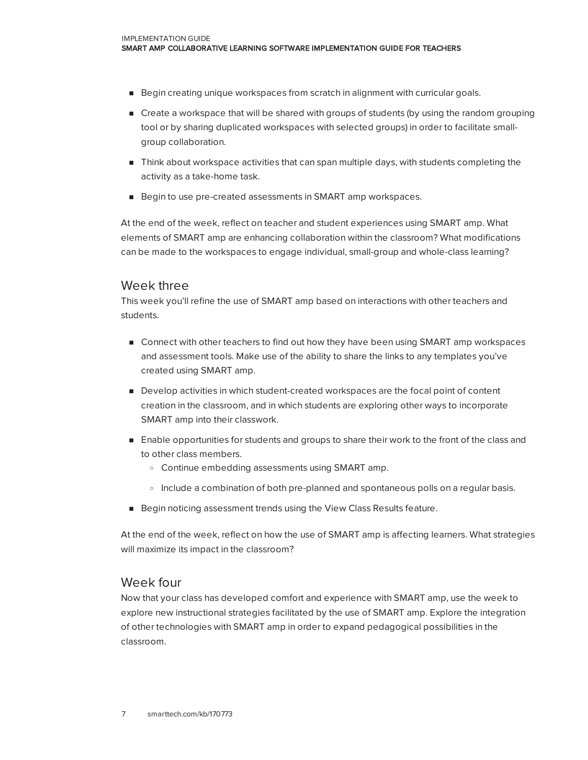- Begin creating unique workspaces from scratch in alignment with curricular goals.
- Create a workspace that will be shared with groups of students (by using the random grouping tool or by sharing duplicated workspaces with selected groups) in order to facilitate small-group collaboration.
- Think about workspace activities that can span multiple days, with students completing the activity as a take-home task.
- Begin to use pre-created assessments in SMART amp workspaces.

At the end of the week, reflect on teacher and student experiences using SMART amp. What elements of SMART amp are enhancing collaboration within the classroom? What modifications can be made to the workspaces to engage individual, small-group and whole-class learning?

## Week three

This week you'll refine the use of SMART amp based on interactions with other teachers and students.

- Connect with other teachers to find out how they have been using SMART amp workspaces and assessment tools. Make use of the ability to share the links to any templates you've created using SMART amp.
- Develop activities in which student-created workspaces are the focal point of content creation in the classroom, and in which students are exploring other ways to incorporate SMART amp into their classwork.
- Enable opportunities for students and groups to share their work to the front of the class and to other class members.
  - Continue embedding assessments using SMART amp.
  - Include a combination of both pre-planned and spontaneous polls on a regular basis.
- Begin noticing assessment trends using the View Class Results feature.

At the end of the week, reflect on how the use of SMART amp is affecting learners. What strategies will maximize its impact in the classroom?

## Week four

Now that your class has developed comfort and experience with SMART amp, use the week to explore new instructional strategies facilitated by the use of SMART amp. Explore the integration of other technologies with SMART amp in order to expand pedagogical possibilities in the classroom.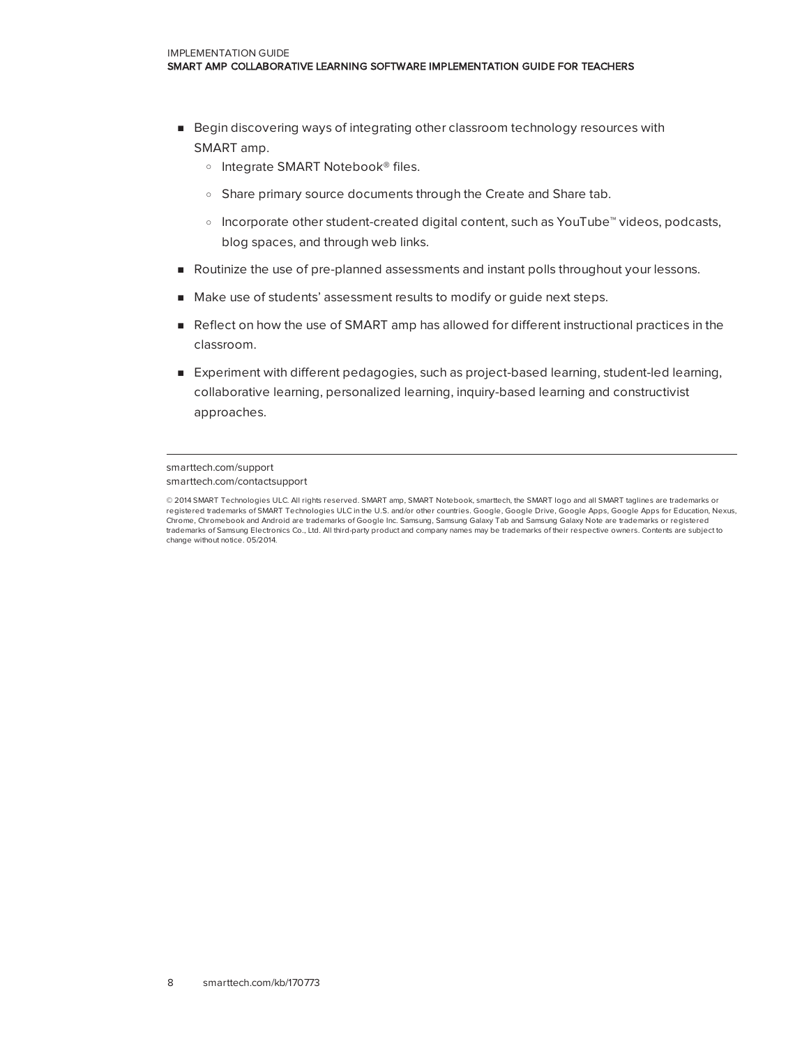- Begin discovering ways of integrating other classroom technology resources with SMART amp.
  - Integrate SMART Notebook® files.
  - Share primary source documents through the Create and Share tab.
  - Incorporate other student-created digital content, such as YouTube™ videos, podcasts, blog spaces, and through web links.
- Routinize the use of pre-planned assessments and instant polls throughout your lessons.
- Make use of students' assessment results to modify or guide next steps.
- Reflect on how the use of SMART amp has allowed for different instructional practices in the classroom.
- Experiment with different pedagogies, such as project-based learning, student-led learning, collaborative learning, personalized learning, inquiry-based learning and constructivist approaches.

---

smarttech.com/support
smarttech.com/contactsupport

© 2014 SMART Technologies ULC. All rights reserved. SMART amp, SMART Notebook, smarttech, the SMART logo and all SMART taglines are trademarks or registered trademarks of SMART Technologies ULC in the U.S. and/or other countries. Google, Google Drive, Google Apps, Google Apps for Education, Nexus, Chrome, Chromebook and Android are trademarks of Google Inc. Samsung, Samsung Galaxy Tab and Samsung Galaxy Note are trademarks or registered trademarks of Samsung Electronics Co., Ltd. All third-party product and company names may be trademarks of their respective owners. Contents are subject to change without notice. 05/2014.